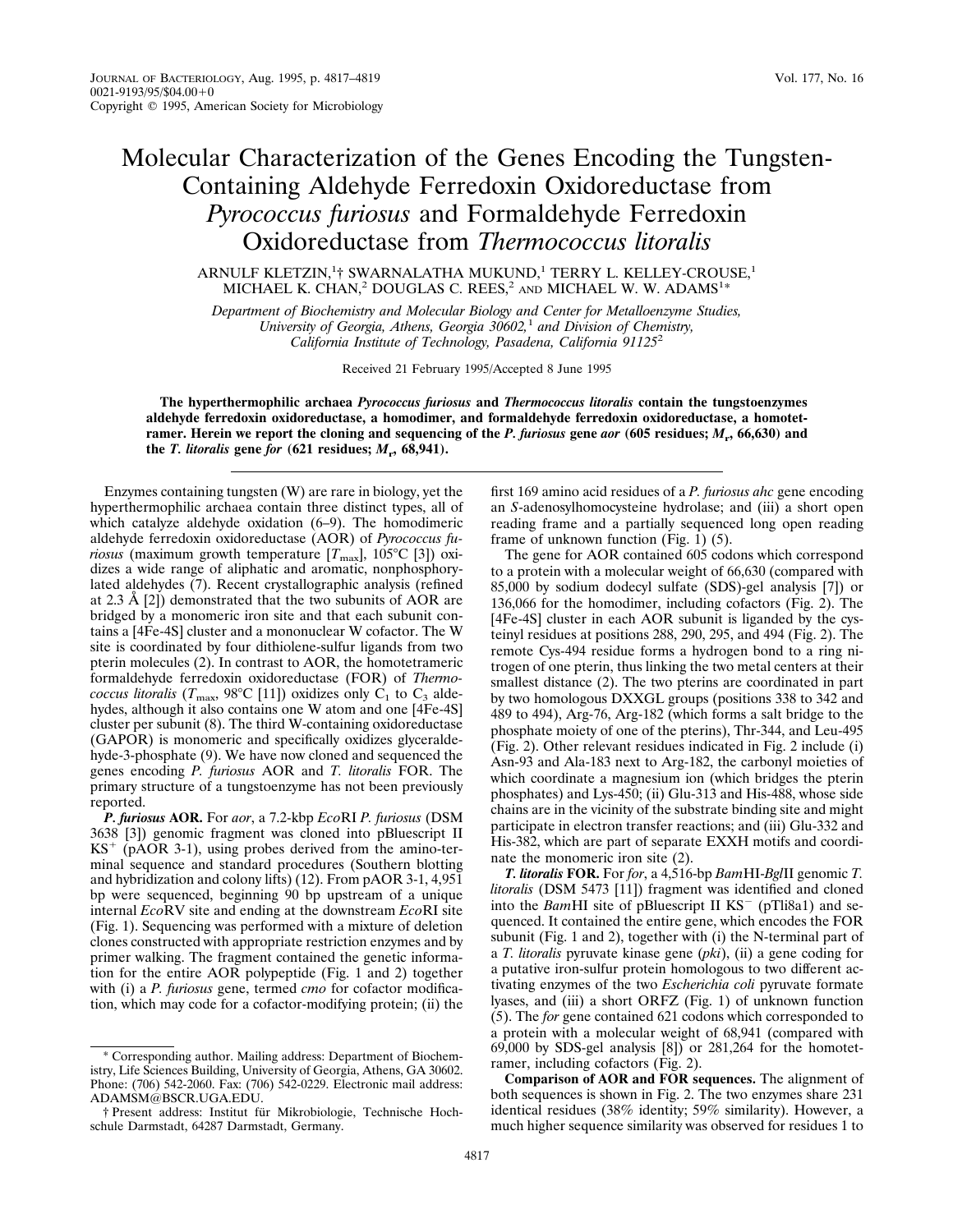# Molecular Characterization of the Genes Encoding the Tungsten-Containing Aldehyde Ferredoxin Oxidoreductase from *Pyrococcus furiosus* and Formaldehyde Ferredoxin Oxidoreductase from *Thermococcus litoralis*

ARNULF KLETZIN,[1]† SWARNALATHA MUKUND,[1] TERRY L. KELLEY-CROUSE,[1] MICHAEL K. CHAN,[2] DOUGLAS C. REES,[2] AND MICHAEL W. W. ADAMS[1]*

*Department of Biochemistry and Molecular Biology and Center for Metalloenzyme Studies, University of Georgia, Athens, Georgia 30602,[1] and Division of Chemistry, California Institute of Technology, Pasadena, California 91125[2]*

Received 21 February 1995/Accepted 8 June 1995

**The hyperthermophilic archaea *Pyrococcus furiosus* and *Thermococcus litoralis* contain the tungstoenzymes aldehyde ferredoxin oxidoreductase, a homodimer, and formaldehyde ferredoxin oxidoreductase, a homotetramer. Herein we report the cloning and sequencing of the *P. furiosus* gene *aor* (605 residues; $M_r$, 66,630) and the *T. litoralis* gene *for* (621 residues; $M_r$, 68,941).**

Enzymes containing tungsten (W) are rare in biology, yet the hyperthermophilic archaea contain three distinct types, all of which catalyze aldehyde oxidation (6–9). The homodimeric aldehyde ferredoxin oxidoreductase (AOR) of *Pyrococcus furiosus* (maximum growth temperature [$T_{max}$], 105°C [3]) oxidizes a wide range of aliphatic and aromatic, nonphosphorylated aldehydes (7). Recent crystallographic analysis (refined at 2.3 Å [2]) demonstrated that the two subunits of AOR are bridged by a monomeric iron site and that each subunit contains a [4Fe-4S] cluster and a mononuclear W cofactor. The W site is coordinated by four dithiolene-sulfur ligands from two pterin molecules (2). In contrast to AOR, the homotetrameric formaldehyde ferredoxin oxidoreductase (FOR) of *Thermococcus litoralis* ($T_{max}$, 98°C [11]) oxidizes only $C_1$ to $C_3$ aldehydes, although it also contains one W atom and one [4Fe-4S] cluster per subunit (8). The third W-containing oxidoreductase (GAPOR) is monomeric and specifically oxidizes glyceraldehyde-3-phosphate (9). We have now cloned and sequenced the genes encoding *P. furiosus* AOR and *T. litoralis* FOR. The primary structure of a tungstoenzyme has not been previously reported.

***P. furiosus* AOR.** For *aor*, a 7.2-kbp *Eco*RI *P. furiosus* (DSM 3638 [3]) genomic fragment was cloned into pBluescript II $KS^+$ (pAOR 3-1), using probes derived from the amino-terminal sequence and standard procedures (Southern blotting and hybridization and colony lifts) (12). From pAOR 3-1, 4,951 bp were sequenced, beginning 90 bp upstream of a unique internal *Eco*RV site and ending at the downstream *Eco*RI site (Fig. 1). Sequencing was performed with a mixture of deletion clones constructed with appropriate restriction enzymes and by primer walking. The fragment contained the genetic information for the entire AOR polypeptide (Fig. 1 and 2) together with (i) a *P. furiosus* gene, termed *cmo* for cofactor modification, which may code for a cofactor-modifying protein; (ii) the first 169 amino acid residues of a *P. furiosus ahc* gene encoding an *S*-adenosylhomocysteine hydrolase; and (iii) a short open reading frame and a partially sequenced long open reading frame of unknown function (Fig. 1) (5).

The gene for AOR contained 605 codons which correspond to a protein with a molecular weight of 66,630 (compared with 85,000 by sodium dodecyl sulfate (SDS)-gel analysis [7]) or 136,066 for the homodimer, including cofactors (Fig. 2). The [4Fe-4S] cluster in each AOR subunit is liganded by the cysteinyl residues at positions 288, 290, 295, and 494 (Fig. 2). The remote Cys-494 residue forms a hydrogen bond to a ring nitrogen of one pterin, thus linking the two metal centers at their smallest distance (2). The two pterins are coordinated in part by two homologous DXXGL groups (positions 338 to 342 and 489 to 494), Arg-76, Arg-182 (which forms a salt bridge to the phosphate moiety of one of the pterins), Thr-344, and Leu-495 (Fig. 2). Other relevant residues indicated in Fig. 2 include (i) Asn-93 and Ala-183 next to Arg-182, the carbonyl moieties of which coordinate a magnesium ion (which bridges the pterin phosphates) and Lys-450; (ii) Glu-313 and His-488, whose side chains are in the vicinity of the substrate binding site and might participate in electron transfer reactions; and (iii) Glu-332 and His-382, which are part of separate EXXH motifs and coordinate the monomeric iron site (2).

***T. litoralis* FOR.** For *for*, a 4,516-bp *Bam*HI-*Bgl*II genomic *T. litoralis* (DSM 5473 [11]) fragment was identified and cloned into the *Bam*HI site of pBluescript II $KS^-$ (pTli8a1) and sequenced. It contained the entire gene, which encodes the FOR subunit (Fig. 1 and 2), together with (i) the N-terminal part of a *T. litoralis* pyruvate kinase gene (*pki*), (ii) a gene coding for a putative iron-sulfur protein homologous to two different activating enzymes of the two *Escherichia coli* pyruvate formate lyases, and (iii) a short ORFZ (Fig. 1) of unknown function (5). The *for* gene contained 621 codons which corresponded to a protein with a molecular weight of 68,941 (compared with 69,000 by SDS-gel analysis [8]) or 281,264 for the homotetramer, including cofactors (Fig. 2).

**Comparison of AOR and FOR sequences.** The alignment of both sequences is shown in Fig. 2. The two enzymes share 231 identical residues (38% identity; 59% similarity). However, a much higher sequence similarity was observed for residues 1 to

\* Corresponding author. Mailing address: Department of Biochemistry, Life Sciences Building, University of Georgia, Athens, GA 30602. Phone: (706) 542-2060. Fax: (706) 542-0229. Electronic mail address: ADAMSM@BSCR.UGA.EDU.

† Present address: Institut für Mikrobiologie, Technische Hochschule Darmstadt, 64287 Darmstadt, Germany.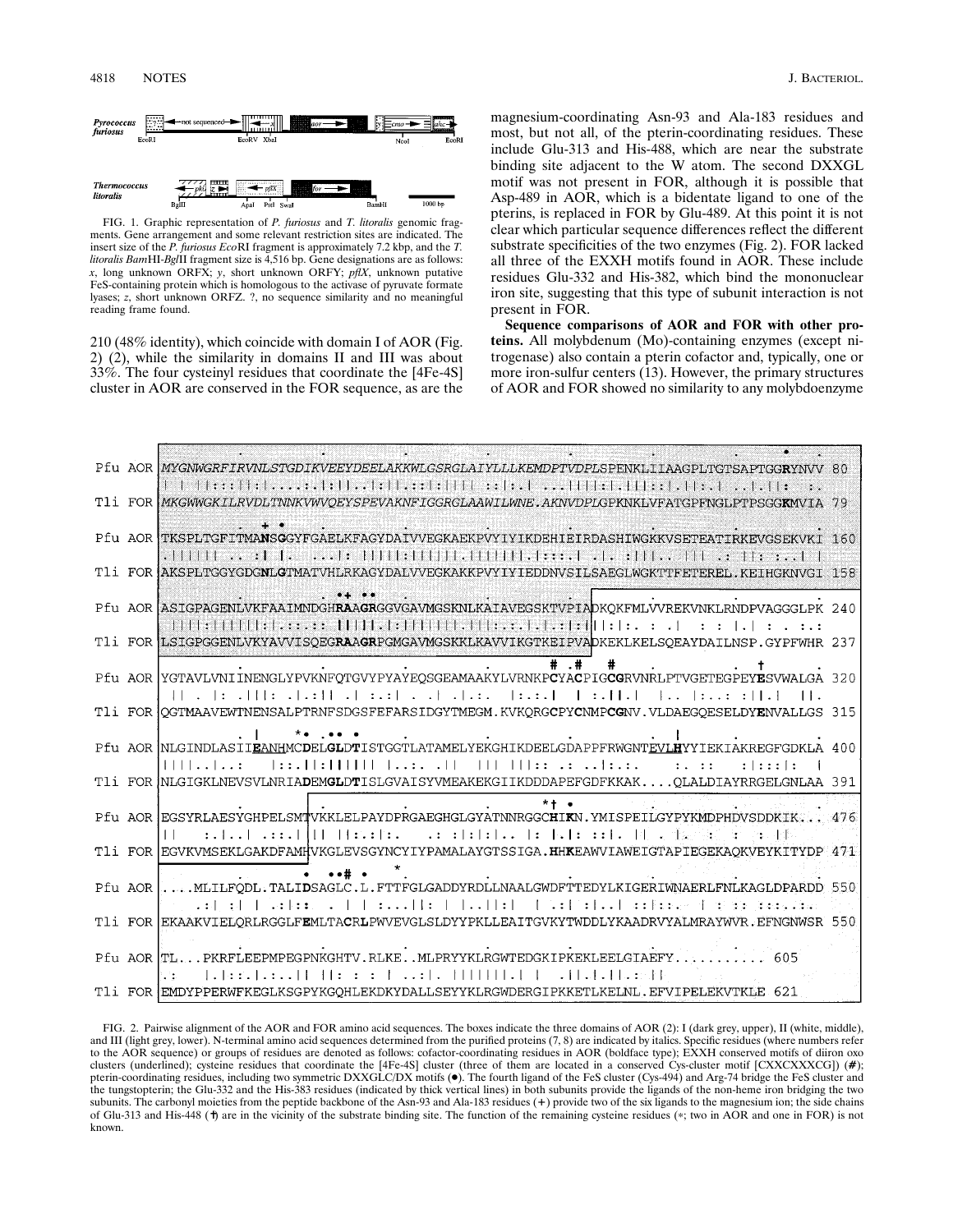FIG. 1. Graphic representation of *P. furiosus* and *T. litoralis* genomic fragments. Gene arrangement and some relevant restriction sites are indicated. The insert size of the *P. furiosus Eco*RI fragment is approximately 7.2 kbp, and the *T. litoralis Bam*HI-*Bgl*II fragment size is 4,516 bp. Gene designations are as follows: *x*, long unknown ORFX; *y*, short unknown ORFY; *pflX*, unknown putative FeS-containing protein which is homologous to the activase of pyruvate formate lyases; *z*, short unknown ORFZ. ?, no sequence similarity and no meaningful reading frame found.

210 (48% identity), which coincide with domain I of AOR (Fig. 2) (2), while the similarity in domains II and III was about 33%. The four cysteinyl residues that coordinate the [4Fe-4S] cluster in AOR are conserved in the FOR sequence, as are the magnesium-coordinating Asn-93 and Ala-183 residues and most, but not all, of the pterin-coordinating residues. These include Glu-313 and His-488, which are near the substrate binding site adjacent to the W atom. The second DXXGL motif was not present in FOR, although it is possible that Asp-489 in AOR, which is a bidentate ligand to one of the pterins, is replaced in FOR by Glu-489. At this point it is not clear which particular sequence differences reflect the different substrate specificities of the two enzymes (Fig. 2). FOR lacked all three of the EXXH motifs found in AOR. These include residues Glu-332 and His-382, which bind the mononuclear iron site, suggesting that this type of subunit interaction is not present in FOR.

**Sequence comparisons of AOR and FOR with other proteins.** All molybdenum (Mo)-containing enzymes (except nitrogenase) also contain a pterin cofactor and, typically, one or more iron-sulfur centers (13). However, the primary structures of AOR and FOR showed no similarity to any molybdoenzyme

FIG. 2. Pairwise alignment of the AOR and FOR amino acid sequences. The boxes indicate the three domains of AOR (2): I (dark grey, upper), II (white, middle), and III (light grey, lower). N-terminal amino acid sequences determined from the purified proteins (7, 8) are indicated by italics. Specific residues (where numbers refer to the AOR sequence) or groups of residues are denoted as follows: cofactor-coordinating residues in AOR (boldface type); EXXH conserved motifs of diiron oxo clusters (underlined); cysteine residues that coordinate the [4Fe-4S] cluster (three of them are located in a conserved Cys-cluster motif [CXXCXXXCG]) (#); pterin-coordinating residues, including two symmetric DXXGLC/DX motifs (●). The fourth ligand of the FeS cluster (Cys-494) and Arg-74 bridge the FeS cluster and the tungstopterin; the Glu-332 and the His-383 residues (indicated by thick vertical lines) in both subunits provide the ligands of the non-heme iron bridging the two subunits. The carbonyl moieties from the peptide backbone of the Asn-93 and Ala-183 residues (+) provide two of the six ligands to the magnesium ion; the side chains of Glu-313 and His-448 (†) are in the vicinity of the substrate binding site. The function of the remaining cysteine residues (*; two in AOR and one in FOR) is not known.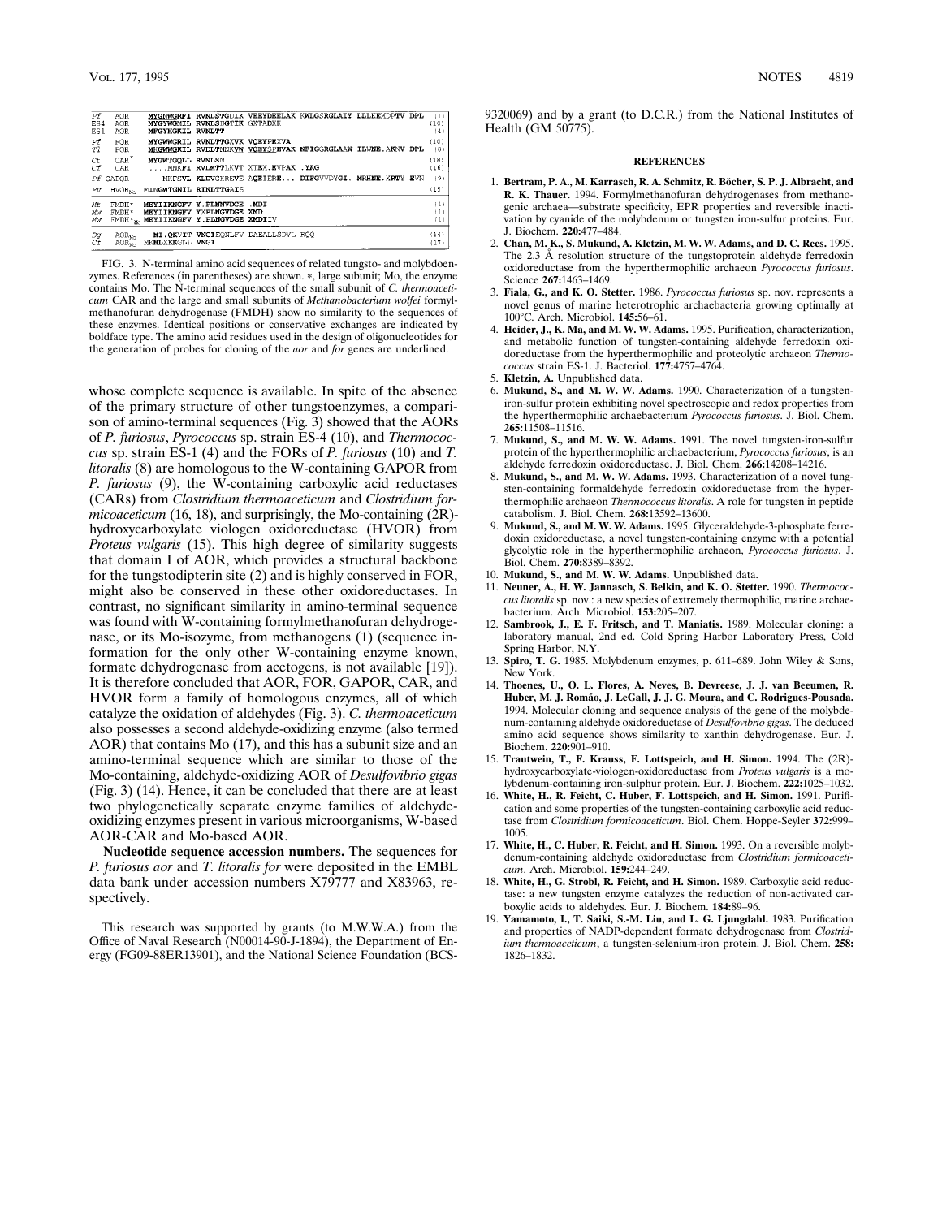| | | | |
|---|---|---|---|
| *Pf* | AOR | MYGNWGRFI RVNLSTGDIK VEEYDEELAK KWLGSRGLAIY LLLKEMDPTV DPL | (7) |
| ES4 | AOR | MYGYWGMIL RVNLSDGTIK GXTADXK | (10) |
| ES1 | AOR | MFGYHGKIL RVNLTT | (4) |
| *Pf* | FOR | MYGWWGRIL RVNLTTGKVK VQEYPEXVA | (10) |
| *Tl* | FOR | MKGWWGKIL RVDLTNNKVW VQEYSPEVAK NFIGGRGLAAW ILWNE.AKNV DPL | (8) |
| *Ct* | CAR* | MYGWTGQLL RVNLSN | (18) |
| *Cf* | CAR | ....MNKFI RVDMTTLKVT XTEX.EVPAK .YAG | (16) |
| *Pf* | GAPOR | MKFSVL KLDVGKREVE AQEIERE... DIFGVVDYGI. MRHNE.XRTY EVN | (9) |
| *Pv* | $HVOR_{Mo}$ | MINGWTGNIL RINLTTGAIS | (15) |
| *Mt* | FMDH* | MEYIIKNGFV Y.PLNVVDGE .MDI | (1) |
| *Mw* | FMDH* | MEYIIKNGFV YXPLNGVDGE XMD | (1) |
| *Mw* | $FMDH^*_{Mo}$ | MEYIIKNGFV Y.PLNGVDGE XMDIIV | (1) |
| *Dg* | $AOR_{Mo}$ | MI.QKVIT VNGIEQNLFV DAEALLSDVL RQQ | (14) |
| *Cf* | $AOR_{Mo}$ | MKMLXKKOLL VNGI | (17) |

FIG. 3. N-terminal amino acid sequences of related tungsto- and molybdoenzymes. References (in parentheses) are shown. *, large subunit; Mo, the enzyme contains Mo. The N-terminal sequences of the small subunit of *C. thermoaceticum* CAR and the large and small subunits of *Methanobacterium wolfei* formylmethanofuran dehydrogenase (FMDH) show no similarity to the sequences of these enzymes. Identical positions or conservative exchanges are indicated by boldface type. The amino acid residues used in the design of oligonucleotides for the generation of probes for cloning of the *aor* and *for* genes are underlined.

whose complete sequence is available. In spite of the absence of the primary structure of other tungstoenzymes, a comparison of amino-terminal sequences (Fig. 3) showed that the AORs of *P. furiosus*, *Pyrococcus* sp. strain ES-4 (10), and *Thermococcus* sp. strain ES-1 (4) and the FORs of *P. furiosus* (10) and *T. litoralis* (8) are homologous to the W-containing GAPOR from *P. furiosus* (9), the W-containing carboxylic acid reductases (CARs) from *Clostridium thermoaceticum* and *Clostridium formicoaceticum* (16, 18), and surprisingly, the Mo-containing (2R)-hydroxycarboxylate viologen oxidoreductase (HVOR) from *Proteus vulgaris* (15). This high degree of similarity suggests that domain I of AOR, which provides a structural backbone for the tungstodipterin site (2) and is highly conserved in FOR, might also be conserved in these other oxidoreductases. In contrast, no significant similarity in amino-terminal sequence was found with W-containing formylmethanofuran dehydrogenase, or its Mo-isozyme, from methanogens (1) (sequence information for the only other W-containing enzyme known, formate dehydrogenase from acetogens, is not available [19]). It is therefore concluded that AOR, FOR, GAPOR, CAR, and HVOR form a family of homologous enzymes, all of which catalyze the oxidation of aldehydes (Fig. 3). *C. thermoaceticum* also possesses a second aldehyde-oxidizing enzyme (also termed AOR) that contains Mo (17), and this has a subunit size and an amino-terminal sequence which are similar to those of the Mo-containing, aldehyde-oxidizing AOR of *Desulfovibrio gigas* (Fig. 3) (14). Hence, it can be concluded that there are at least two phylogenetically separate enzyme families of aldehyde-oxidizing enzymes present in various microorganisms, W-based AOR-CAR and Mo-based AOR.

**Nucleotide sequence accession numbers.** The sequences for *P. furiosus aor* and *T. litoralis for* were deposited in the EMBL data bank under accession numbers X79777 and X83963, respectively.

This research was supported by grants (to M.W.W.A.) from the Office of Naval Research (N00014-90-J-1894), the Department of Energy (FG09-88ER13901), and the National Science Foundation (BCS-9320069) and by a grant (to D.C.R.) from the National Institutes of Health (GM 50775).

## REFERENCES

1. **Bertram, P. A., M. Karrasch, R. A. Schmitz, R. Böcher, S. P. J. Albracht, and R. K. Thauer.** 1994. Formylmethanofuran dehydrogenases from methanogenic archaea—substrate specificity, EPR properties and reversible inactivation by cyanide of the molybdenum or tungsten iron-sulfur proteins. Eur. J. Biochem. **220:**477–484.
2. **Chan, M. K., S. Mukund, A. Kletzin, M. W. W. Adams, and D. C. Rees.** 1995. The 2.3 Å resolution structure of the tungstoprotein aldehyde ferredoxin oxidoreductase from the hyperthermophilic archaeon *Pyrococcus furiosus*. Science **267:**1463–1469.
3. **Fiala, G., and K. O. Stetter.** 1986. *Pyrococcus furiosus* sp. nov. represents a novel genus of marine heterotrophic archaebacteria growing optimally at 100°C. Arch. Microbiol. **145:**56–61.
4. **Heider, J., K. Ma, and M. W. W. Adams.** 1995. Purification, characterization, and metabolic function of tungsten-containing aldehyde ferredoxin oxidoreductase from the hyperthermophilic and proteolytic archaeon *Thermococcus* strain ES-1. J. Bacteriol. **177:**4757–4764.
5. **Kletzin, A.** Unpublished data.
6. **Mukund, S., and M. W. W. Adams.** 1990. Characterization of a tungsten-iron-sulfur protein exhibiting novel spectroscopic and redox properties from the hyperthermophilic archaebacterium *Pyrococcus furiosus*. J. Biol. Chem. **265:**11508–11516.
7. **Mukund, S., and M. W. W. Adams.** 1991. The novel tungsten-iron-sulfur protein of the hyperthermophilic archaebacterium, *Pyrococcus furiosus*, is an aldehyde ferredoxin oxidoreductase. J. Biol. Chem. **266:**14208–14216.
8. **Mukund, S., and M. W. W. Adams.** 1993. Characterization of a novel tungsten-containing formaldehyde ferredoxin oxidoreductase from the hyperthermophilic archaeon *Thermococcus litoralis*. A role for tungsten in peptide catabolism. J. Biol. Chem. **268:**13592–13600.
9. **Mukund, S., and M. W. W. Adams.** 1995. Glyceraldehyde-3-phosphate ferredoxin oxidoreductase, a novel tungsten-containing enzyme with a potential glycolytic role in the hyperthermophilic archaeon, *Pyrococcus furiosus*. J. Biol. Chem. **270:**8389–8392.
10. **Mukund, S., and M. W. W. Adams.** Unpublished data.
11. **Neuner, A., H. W. Jannasch, S. Belkin, and K. O. Stetter.** 1990. *Thermococcus litoralis* sp. nov.: a new species of extremely thermophilic, marine archaebacterium. Arch. Microbiol. **153:**205–207.
12. **Sambrook, J., E. F. Fritsch, and T. Maniatis.** 1989. Molecular cloning: a laboratory manual, 2nd ed. Cold Spring Harbor Laboratory Press, Cold Spring Harbor, N.Y.
13. **Spiro, T. G.** 1985. Molybdenum enzymes, p. 611–689. John Wiley & Sons, New York.
14. **Thoenes, U., O. L. Flores, A. Neves, B. Devreese, J. J. van Beeumen, R. Huber, M. J. Romão, J. J. LeGall, J. J. G. Moura, and C. Rodrigues-Pousada.** 1994. Molecular cloning and sequence analysis of the gene of the molybdenum-containing aldehyde oxidoreductase of *Desulfovibrio gigas*. The deduced amino acid sequence shows similarity to xanthin dehydrogenase. Eur. J. Biochem. **220:**901–910.
15. **Trautwein, T., F. Krauss, F. Lottspeich, and H. Simon.** 1994. The (2R)-hydroxycarboxylate-viologen-oxidoreductase from *Proteus vulgaris* is a molybdenum-containing iron-sulphur protein. Eur. J. Biochem. **222:**1025–1032.
16. **White, H., R. Feicht, C. Huber, F. Lottspeich, and H. Simon.** 1991. Purification and some properties of the tungsten-containing carboxylic acid reductase from *Clostridium formicoaceticum*. Biol. Chem. Hoppe-Seyler **372:**999–1005.
17. **White, H., C. Huber, R. Feicht, and H. Simon.** 1993. On a reversible molybdenum-containing aldehyde oxidoreductase from *Clostridium formicoaceticum*. Arch. Microbiol. **159:**244–249.
18. **White, H., G. Strobl, R. Feicht, and H. Simon.** 1989. Carboxylic acid reductase: a new tungsten enzyme catalyzes the reduction of non-activated carboxylic acids to aldehydes. Eur. J. Biochem. **184:**89–96.
19. **Yamamoto, I., T. Saiki, S.-M. Liu, and L. G. Ljungdahl.** 1983. Purification and properties of NADP-dependent formate dehydrogenase from *Clostridium thermoaceticum*, a tungsten-selenium-iron protein. J. Biol. Chem. **258:** 1826–1832.